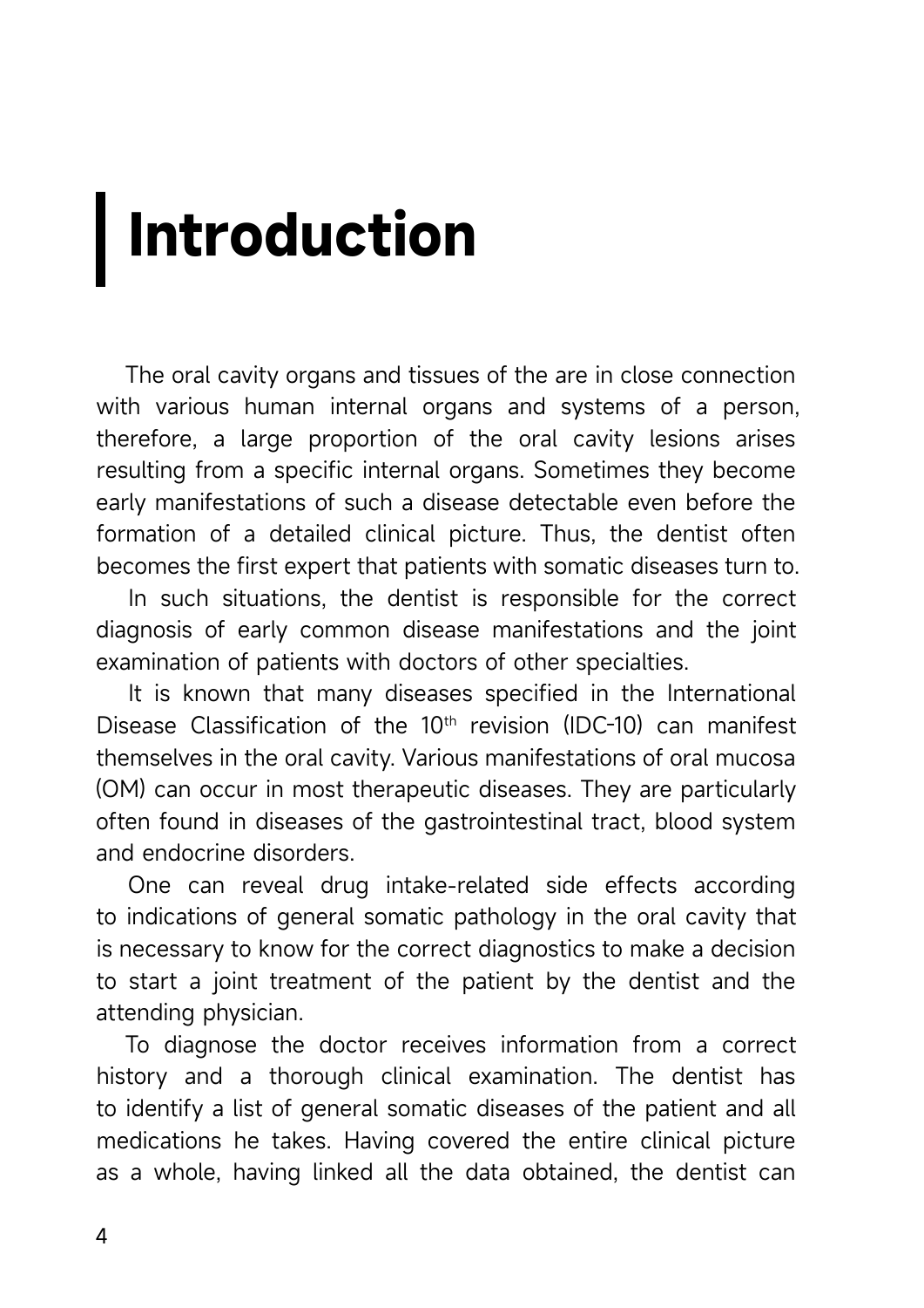# Introduction

The oral cavity organs and tissues of the are in close connection with various human internal organs and systems of a person, therefore, a large proportion of the oral cavity lesions arises resulting from a specific internal organs. Sometimes they become early manifestations of such a disease detectable even before the formation of a detailed clinical picture. Thus, the dentist often becomes the first expert that patients with somatic diseases turn to.

In such situations, the dentist is responsible for the correct diagnosis of early common disease manifestations and the joint examination of patients with doctors of other specialties.

It is known that many diseases specified in the International Disease Classification of the $10^{th}$ revision (IDC-10) can manifest themselves in the oral cavity. Various manifestations of oral mucosa (OM) can occur in most therapeutic diseases. They are particularly often found in diseases of the gastrointestinal tract, blood system and endocrine disorders.

One can reveal drug intake-related side effects according to indications of general somatic pathology in the oral cavity that is necessary to know for the correct diagnostics to make a decision to start a joint treatment of the patient by the dentist and the attending physician.

To diagnose the doctor receives information from a correct history and a thorough clinical examination. The dentist has to identify a list of general somatic diseases of the patient and all medications he takes. Having covered the entire clinical picture as a whole, having linked all the data obtained, the dentist can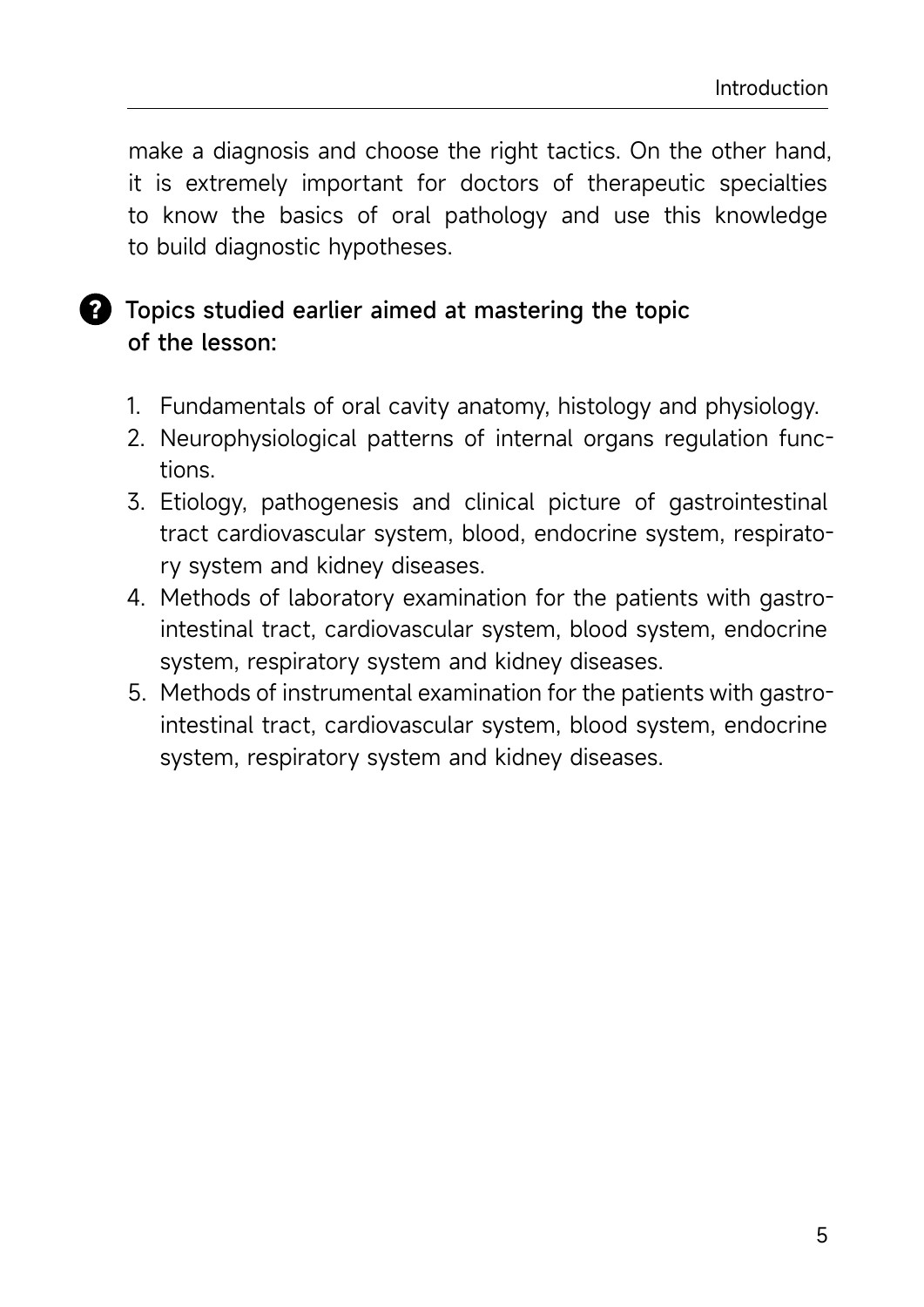make a diagnosis and choose the right tactics. On the other hand, it is extremely important for doctors of therapeutic specialties to know the basics of oral pathology and use this knowledge to build diagnostic hypotheses.

## Topics studied earlier aimed at mastering the topic of the lesson:

1. Fundamentals of oral cavity anatomy, histology and physiology.
2. Neurophysiological patterns of internal organs regulation functions.
3. Etiology, pathogenesis and clinical picture of gastrointestinal tract cardiovascular system, blood, endocrine system, respiratory system and kidney diseases.
4. Methods of laboratory examination for the patients with gastrointestinal tract, cardiovascular system, blood system, endocrine system, respiratory system and kidney diseases.
5. Methods of instrumental examination for the patients with gastrointestinal tract, cardiovascular system, blood system, endocrine system, respiratory system and kidney diseases.